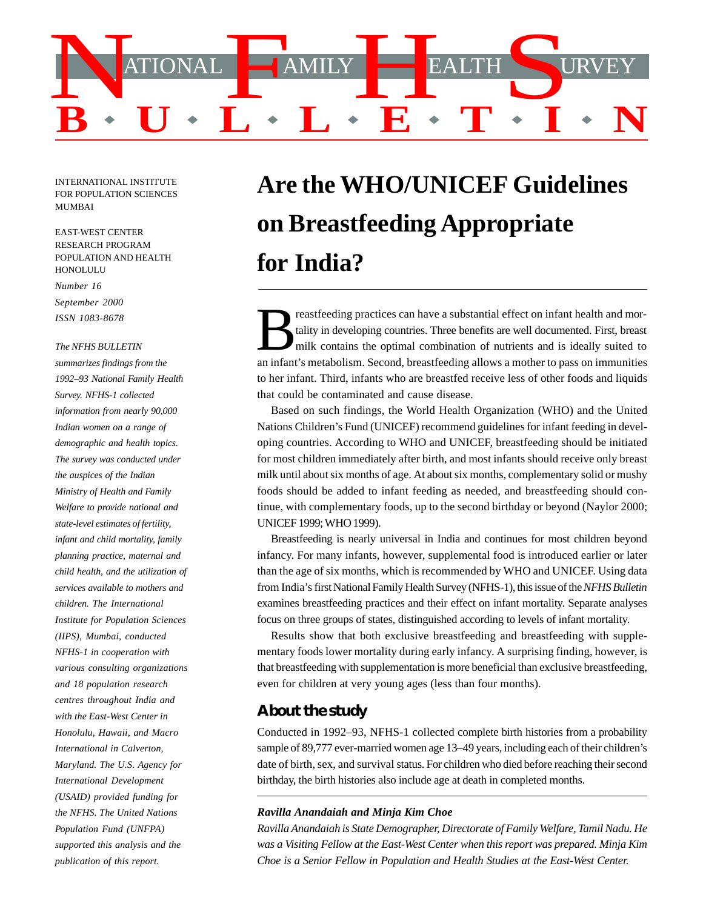# NATIONAL FAMILY HEALTH SURVEY BULLETIN

INTERNATIONAL INSTITUTE FOR POPULATION SCIENCES MUMBAI

EAST-WEST CENTER RESEARCH PROGRAM POPULATION AND HEALTH HONOLULU

*Number 16*

*September 2000*

*ISSN 1083-8678*

*The NFHS BULLETIN summarizes findings from the 1992–93 National Family Health Survey. NFHS-1 collected information from nearly 90,000 Indian women on a range of demographic and health topics. The survey was conducted under the auspices of the Indian Ministry of Health and Family Welfare to provide national and state-level estimates of fertility, infant and child mortality, family planning practice, maternal and child health, and the utilization of services available to mothers and children. The International Institute for Population Sciences (IIPS), Mumbai, conducted NFHS-1 in cooperation with various consulting organizations and 18 population research centres throughout India and with the East-West Center in Honolulu, Hawaii, and Macro International in Calverton, Maryland. The U.S. Agency for International Development (USAID) provided funding for the NFHS. The United Nations Population Fund (UNFPA) supported this analysis and the publication of this report.*

## Are the WHO/UNICEF Guidelines on Breastfeeding Appropriate for India?

Breastfeeding practices can have a substantial effect on infant health and mortality in developing countries. Three benefits are well documented. First, breast milk contains the optimal combination of nutrients and is ideally suited to an infant's metabolism. Second, breastfeeding allows a mother to pass on immunities to her infant. Third, infants who are breastfed receive less of other foods and liquids that could be contaminated and cause disease.

Based on such findings, the World Health Organization (WHO) and the United Nations Children's Fund (UNICEF) recommend guidelines for infant feeding in developing countries. According to WHO and UNICEF, breastfeeding should be initiated for most children immediately after birth, and most infants should receive only breast milk until about six months of age. At about six months, complementary solid or mushy foods should be added to infant feeding as needed, and breastfeeding should continue, with complementary foods, up to the second birthday or beyond (Naylor 2000; UNICEF 1999; WHO 1999).

Breastfeeding is nearly universal in India and continues for most children beyond infancy. For many infants, however, supplemental food is introduced earlier or later than the age of six months, which is recommended by WHO and UNICEF. Using data from India's first National Family Health Survey (NFHS-1), this issue of the *NFHS Bulletin* examines breastfeeding practices and their effect on infant mortality. Separate analyses focus on three groups of states, distinguished according to levels of infant mortality.

Results show that both exclusive breastfeeding and breastfeeding with supplementary foods lower mortality during early infancy. A surprising finding, however, is that breastfeeding with supplementation is more beneficial than exclusive breastfeeding, even for children at very young ages (less than four months).

### About the study

Conducted in 1992–93, NFHS-1 collected complete birth histories from a probability sample of 89,777 ever-married women age 13–49 years, including each of their children's date of birth, sex, and survival status. For children who died before reaching their second birthday, the birth histories also include age at death in completed months.

***Ravilla Anandaiah and Minja Kim Choe***

*Ravilla Anandaiah is State Demographer, Directorate of Family Welfare, Tamil Nadu. He was a Visiting Fellow at the East-West Center when this report was prepared. Minja Kim Choe is a Senior Fellow in Population and Health Studies at the East-West Center.*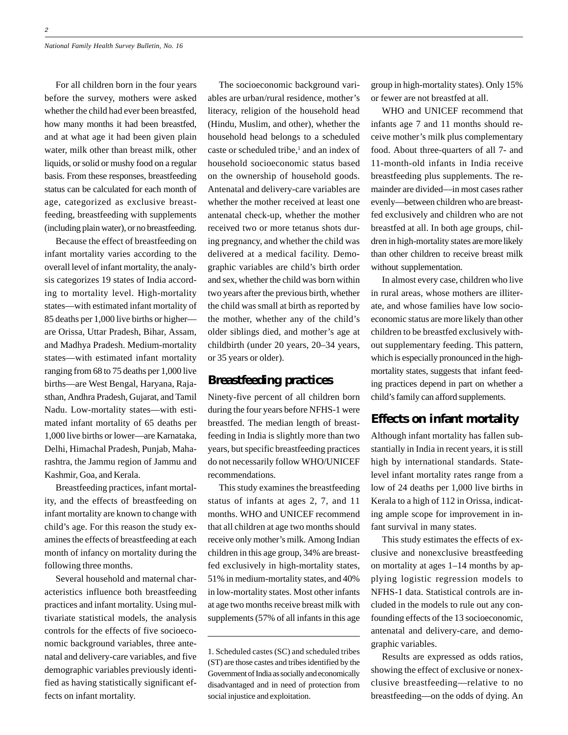For all children born in the four years before the survey, mothers were asked whether the child had ever been breastfed, how many months it had been breastfed, and at what age it had been given plain water, milk other than breast milk, other liquids, or solid or mushy food on a regular basis. From these responses, breastfeeding status can be calculated for each month of age, categorized as exclusive breastfeeding, breastfeeding with supplements (including plain water), or no breastfeeding.

Because the effect of breastfeeding on infant mortality varies according to the overall level of infant mortality, the analysis categorizes 19 states of India according to mortality level. High-mortality states—with estimated infant mortality of 85 deaths per 1,000 live births or higher—are Orissa, Uttar Pradesh, Bihar, Assam, and Madhya Pradesh. Medium-mortality states—with estimated infant mortality ranging from 68 to 75 deaths per 1,000 live births—are West Bengal, Haryana, Rajasthan, Andhra Pradesh, Gujarat, and Tamil Nadu. Low-mortality states—with estimated infant mortality of 65 deaths per 1,000 live births or lower—are Karnataka, Delhi, Himachal Pradesh, Punjab, Maharashtra, the Jammu region of Jammu and Kashmir, Goa, and Kerala.

Breastfeeding practices, infant mortality, and the effects of breastfeeding on infant mortality are known to change with child's age. For this reason the study examines the effects of breastfeeding at each month of infancy on mortality during the following three months.

Several household and maternal characteristics influence both breastfeeding practices and infant mortality. Using multivariate statistical models, the analysis controls for the effects of five socioeconomic background variables, three antenatal and delivery-care variables, and five demographic variables previously identified as having statistically significant effects on infant mortality.

The socioeconomic background variables are urban/rural residence, mother's literacy, religion of the household head (Hindu, Muslim, and other), whether the household head belongs to a scheduled caste or scheduled tribe,[1] and an index of household socioeconomic status based on the ownership of household goods. Antenatal and delivery-care variables are whether the mother received at least one antenatal check-up, whether the mother received two or more tetanus shots during pregnancy, and whether the child was delivered at a medical facility. Demographic variables are child's birth order and sex, whether the child was born within two years after the previous birth, whether the child was small at birth as reported by the mother, whether any of the child's older siblings died, and mother's age at childbirth (under 20 years, 20–34 years, or 35 years or older).

## Breastfeeding practices

Ninety-five percent of all children born during the four years before NFHS-1 were breastfed. The median length of breastfeeding in India is slightly more than two years, but specific breastfeeding practices do not necessarily follow WHO/UNICEF recommendations.

This study examines the breastfeeding status of infants at ages 2, 7, and 11 months. WHO and UNICEF recommend that all children at age two months should receive only mother's milk. Among Indian children in this age group, 34% are breastfed exclusively in high-mortality states, 51% in medium-mortality states, and 40% in low-mortality states. Most other infants at age two months receive breast milk with supplements (57% of all infants in this age group in high-mortality states). Only 15% or fewer are not breastfed at all.

WHO and UNICEF recommend that infants age 7 and 11 months should receive mother's milk plus complementary food. About three-quarters of all 7- and 11-month-old infants in India receive breastfeeding plus supplements. The remainder are divided—in most cases rather evenly—between children who are breastfed exclusively and children who are not breastfed at all. In both age groups, children in high-mortality states are more likely than other children to receive breast milk without supplementation.

In almost every case, children who live in rural areas, whose mothers are illiterate, and whose families have low socioeconomic status are more likely than other children to be breastfed exclusively without supplementary feeding. This pattern, which is especially pronounced in the high-mortality states, suggests that infant feeding practices depend in part on whether a child's family can afford supplements.

## Effects on infant mortality

Although infant mortality has fallen substantially in India in recent years, it is still high by international standards. State-level infant mortality rates range from a low of 24 deaths per 1,000 live births in Kerala to a high of 112 in Orissa, indicating ample scope for improvement in infant survival in many states.

This study estimates the effects of exclusive and nonexclusive breastfeeding on mortality at ages 1–14 months by applying logistic regression models to NFHS-1 data. Statistical controls are included in the models to rule out any confounding effects of the 13 socioeconomic, antenatal and delivery-care, and demographic variables.

Results are expressed as odds ratios, showing the effect of exclusive or nonexclusive breastfeeding—relative to no breastfeeding—on the odds of dying. An

---

1. Scheduled castes (SC) and scheduled tribes (ST) are those castes and tribes identified by the Government of India as socially and economically disadvantaged and in need of protection from social injustice and exploitation.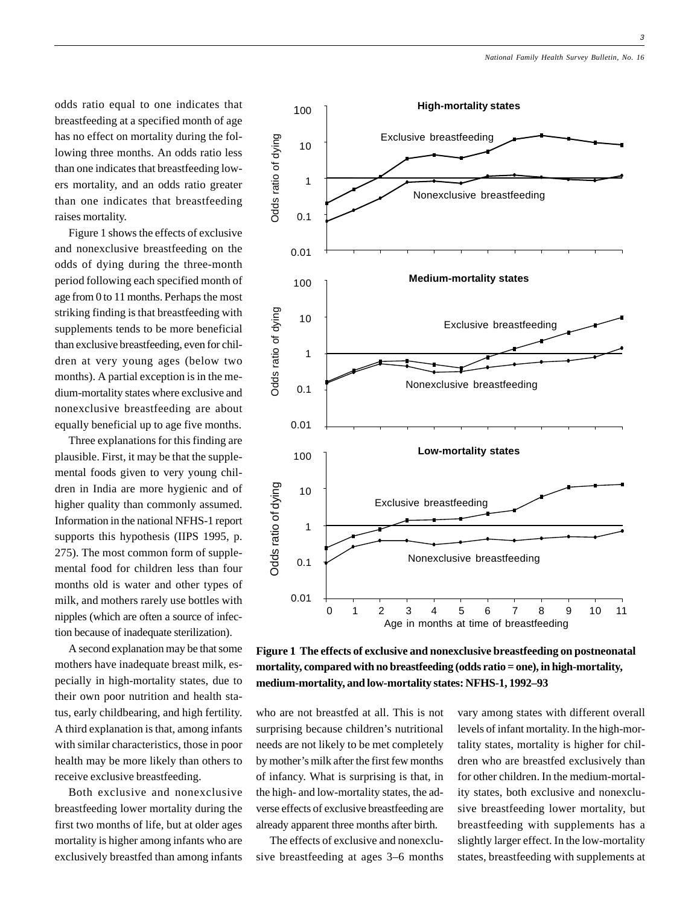odds ratio equal to one indicates that breastfeeding at a specified month of age has no effect on mortality during the following three months. An odds ratio less than one indicates that breastfeeding lowers mortality, and an odds ratio greater than one indicates that breastfeeding raises mortality.

Figure 1 shows the effects of exclusive and nonexclusive breastfeeding on the odds of dying during the three-month period following each specified month of age from 0 to 11 months. Perhaps the most striking finding is that breastfeeding with supplements tends to be more beneficial than exclusive breastfeeding, even for children at very young ages (below two months). A partial exception is in the medium-mortality states where exclusive and nonexclusive breastfeeding are about equally beneficial up to age five months.

Three explanations for this finding are plausible. First, it may be that the supplemental foods given to very young children in India are more hygienic and of higher quality than commonly assumed. Information in the national NFHS-1 report supports this hypothesis (IIPS 1995, p. 275). The most common form of supplemental food for children less than four months old is water and other types of milk, and mothers rarely use bottles with nipples (which are often a source of infection because of inadequate sterilization).

A second explanation may be that some mothers have inadequate breast milk, especially in high-mortality states, due to their own poor nutrition and health status, early childbearing, and high fertility. A third explanation is that, among infants with similar characteristics, those in poor health may be more likely than others to receive exclusive breastfeeding.

Both exclusive and nonexclusive breastfeeding lower mortality during the first two months of life, but at older ages mortality is higher among infants who are exclusively breastfed than among infants who are not breastfed at all. This is not surprising because children's nutritional needs are not likely to be met completely by mother's milk after the first few months of infancy. What is surprising is that, in the high- and low-mortality states, the adverse effects of exclusive breastfeeding are already apparent three months after birth.

The effects of exclusive and nonexclusive breastfeeding at ages 3–6 months vary among states with different overall levels of infant mortality. In the high-mortality states, mortality is higher for children who are breastfed exclusively than for other children. In the medium-mortality states, both exclusive and nonexclusive breastfeeding lower mortality, but breastfeeding with supplements has a slightly larger effect. In the low-mortality states, breastfeeding with supplements at

**Figure 1 The effects of exclusive and nonexclusive breastfeeding on postneonatal mortality, compared with no breastfeeding (odds ratio = one), in high-mortality, medium-mortality, and low-mortality states: NFHS-1, 1992–93**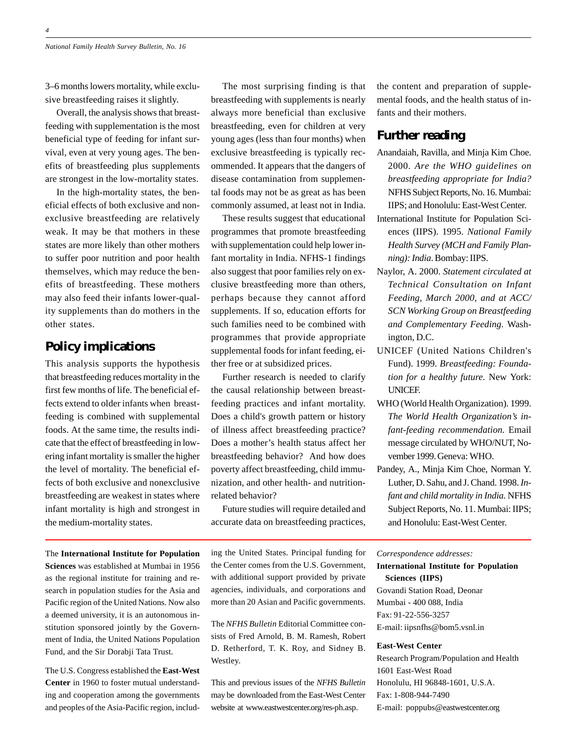3–6 months lowers mortality, while exclusive breastfeeding raises it slightly.

Overall, the analysis shows that breastfeeding with supplementation is the most beneficial type of feeding for infant survival, even at very young ages. The benefits of breastfeeding plus supplements are strongest in the low-mortality states.

In the high-mortality states, the beneficial effects of both exclusive and nonexclusive breastfeeding are relatively weak. It may be that mothers in these states are more likely than other mothers to suffer poor nutrition and poor health themselves, which may reduce the benefits of breastfeeding. These mothers may also feed their infants lower-quality supplements than do mothers in the other states.

## Policy implications

This analysis supports the hypothesis that breastfeeding reduces mortality in the first few months of life. The beneficial effects extend to older infants when breastfeeding is combined with supplemental foods. At the same time, the results indicate that the effect of breastfeeding in lowering infant mortality is smaller the higher the level of mortality. The beneficial effects of both exclusive and nonexclusive breastfeeding are weakest in states where infant mortality is high and strongest in the medium-mortality states.

The most surprising finding is that breastfeeding with supplements is nearly always more beneficial than exclusive breastfeeding, even for children at very young ages (less than four months) when exclusive breastfeeding is typically recommended. It appears that the dangers of disease contamination from supplemental foods may not be as great as has been commonly assumed, at least not in India.

These results suggest that educational programmes that promote breastfeeding with supplementation could help lower infant mortality in India. NFHS-1 findings also suggest that poor families rely on exclusive breastfeeding more than others, perhaps because they cannot afford supplements. If so, education efforts for such families need to be combined with programmes that provide appropriate supplemental foods for infant feeding, either free or at subsidized prices.

Further research is needed to clarify the causal relationship between breastfeeding practices and infant mortality. Does a child's growth pattern or history of illness affect breastfeeding practice? Does a mother's health status affect her breastfeeding behavior? And how does poverty affect breastfeeding, child immunization, and other health- and nutrition-related behavior?

Future studies will require detailed and accurate data on breastfeeding practices, the content and preparation of supplemental foods, and the health status of infants and their mothers.

## Further reading

Anandaiah, Ravilla, and Minja Kim Choe. 2000. *Are the WHO guidelines on breastfeeding appropriate for India?* NFHS Subject Reports, No. 16. Mumbai: IIPS; and Honolulu: East-West Center.

International Institute for Population Sciences (IIPS). 1995. *National Family Health Survey (MCH and Family Planning): India.* Bombay: IIPS.

Naylor, A. 2000. *Statement circulated at Technical Consultation on Infant Feeding, March 2000, and at ACC/SCN Working Group on Breastfeeding and Complementary Feeding.* Washington, D.C.

UNICEF (United Nations Children's Fund). 1999. *Breastfeeding: Foundation for a healthy future.* New York: UNICEF.

WHO (World Health Organization). 1999. *The World Health Organization's infant-feeding recommendation.* Email message circulated by WHO/NUT, November 1999. Geneva: WHO.

Pandey, A., Minja Kim Choe, Norman Y. Luther, D. Sahu, and J. Chand. 1998. *Infant and child mortality in India.* NFHS Subject Reports, No. 11. Mumbai: IIPS; and Honolulu: East-West Center.

---

The **International Institute for Population Sciences** was established at Mumbai in 1956 as the regional institute for training and research in population studies for the Asia and Pacific region of the United Nations. Now also a deemed university, it is an autonomous institution sponsored jointly by the Government of India, the United Nations Population Fund, and the Sir Dorabji Tata Trust.

The U.S. Congress established the **East-West Center** in 1960 to foster mutual understanding and cooperation among the governments and peoples of the Asia-Pacific region, including the United States. Principal funding for the Center comes from the U.S. Government, with additional support provided by private agencies, individuals, and corporations and more than 20 Asian and Pacific governments.

The *NFHS Bulletin* Editorial Committee consists of Fred Arnold, B. M. Ramesh, Robert D. Retherford, T. K. Roy, and Sidney B. Westley.

This and previous issues of the *NFHS Bulletin* may be downloaded from the East-West Center website at www.eastwestcenter.org/res-ph.asp.

*Correspondence addresses:*

**International Institute for Population Sciences (IIPS)**
Govandi Station Road, Deonar
Mumbai - 400 088, India
Fax: 91-22-556-3257
E-mail: iipsnfhs@bom5.vsnl.in

**East-West Center**
Research Program/Population and Health
1601 East-West Road
Honolulu, HI 96848-1601, U.S.A.
Fax: 1-808-944-7490
E-mail: poppubs@eastwestcenter.org